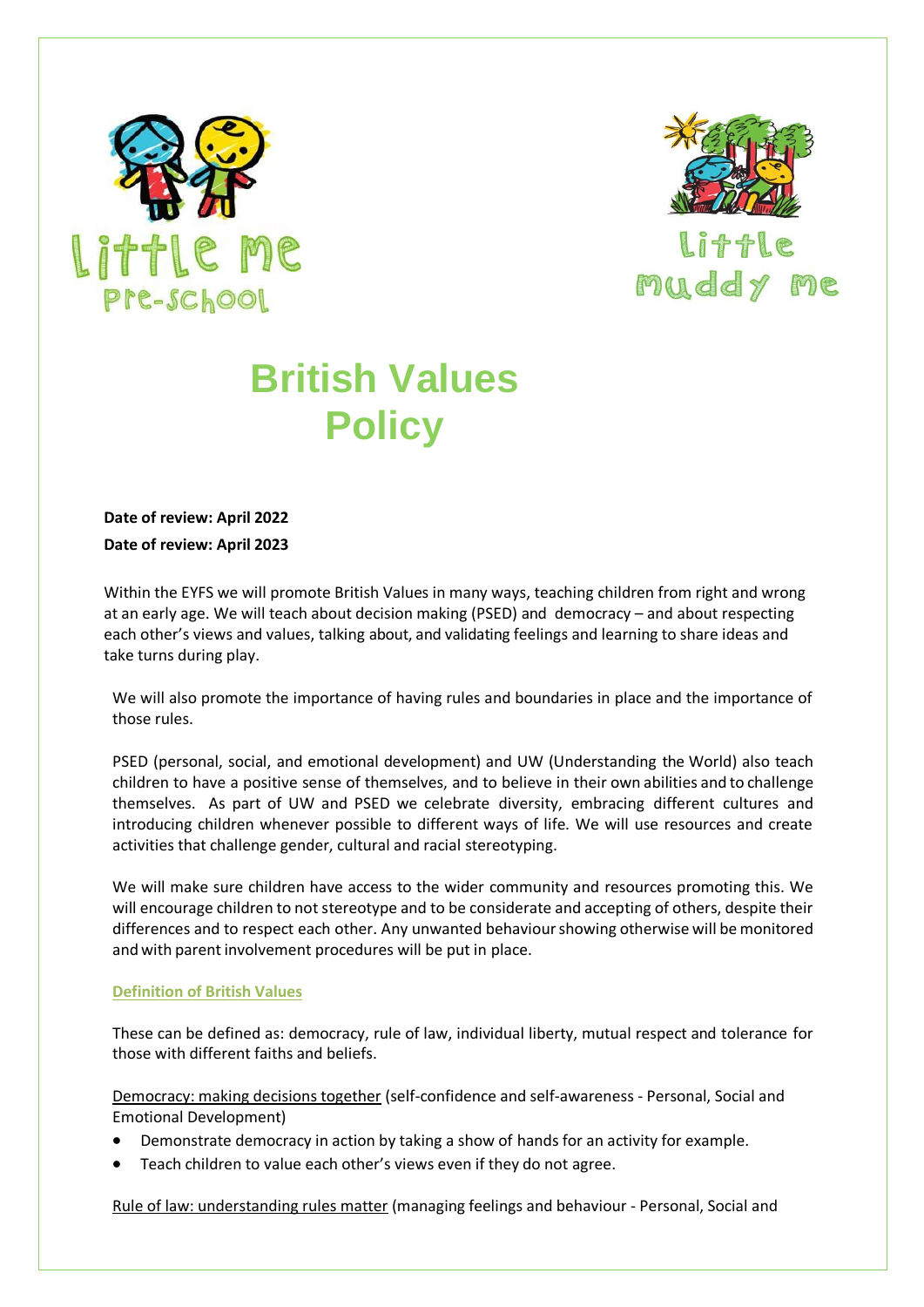Little Me Pre-School

Little Muddy Me

# British Values Policy

**Date of review: April 2022**

**Date of review: April 2023**

Within the EYFS we will promote British Values in many ways, teaching children from right and wrong at an early age. We will teach about decision making (PSED) and democracy – and about respecting each other's views and values, talking about, and validating feelings and learning to share ideas and take turns during play.

We will also promote the importance of having rules and boundaries in place and the importance of those rules.

PSED (personal, social, and emotional development) and UW (Understanding the World) also teach children to have a positive sense of themselves, and to believe in their own abilities and to challenge themselves. As part of UW and PSED we celebrate diversity, embracing different cultures and introducing children whenever possible to different ways of life. We will use resources and create activities that challenge gender, cultural and racial stereotyping.

We will make sure children have access to the wider community and resources promoting this. We will encourage children to not stereotype and to be considerate and accepting of others, despite their differences and to respect each other. Any unwanted behaviour showing otherwise will be monitored and with parent involvement procedures will be put in place.

## Definition of British Values

These can be defined as: democracy, rule of law, individual liberty, mutual respect and tolerance for those with different faiths and beliefs.

Democracy: making decisions together (self-confidence and self-awareness - Personal, Social and Emotional Development)

- Demonstrate democracy in action by taking a show of hands for an activity for example.
- Teach children to value each other's views even if they do not agree.

Rule of law: understanding rules matter (managing feelings and behaviour - Personal, Social and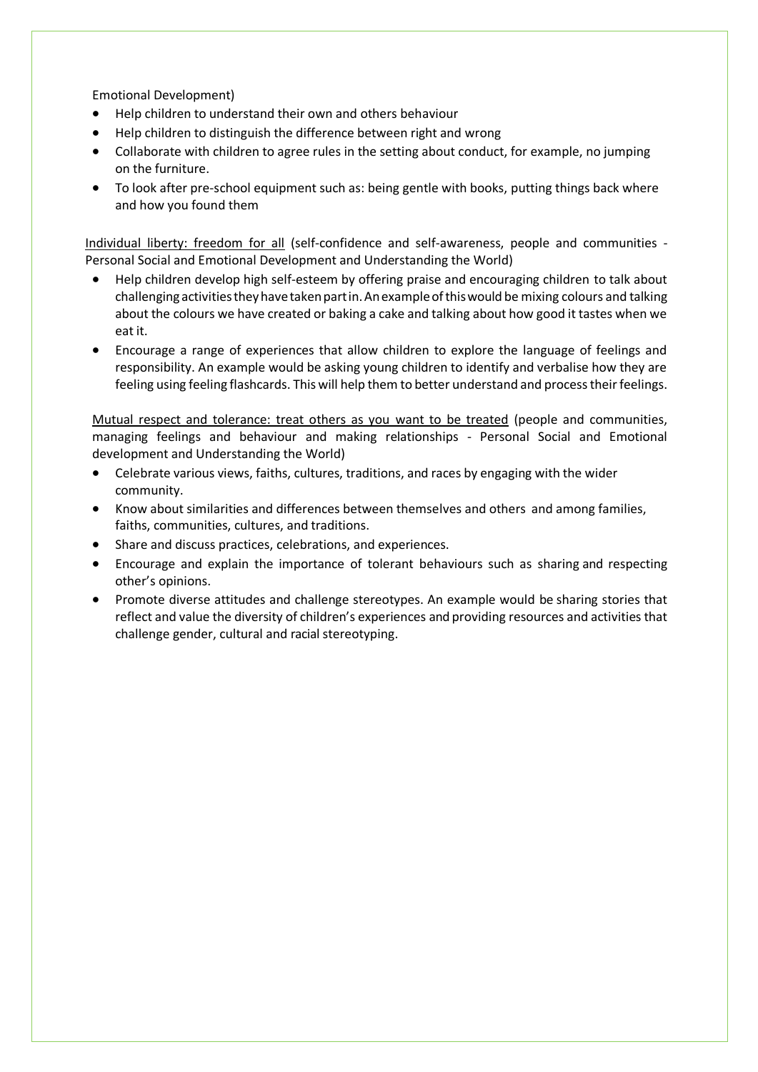Emotional Development)

- Help children to understand their own and others behaviour
- Help children to distinguish the difference between right and wrong
- Collaborate with children to agree rules in the setting about conduct, for example, no jumping on the furniture.
- To look after pre-school equipment such as: being gentle with books, putting things back where and how you found them

<u>Individual liberty: freedom for all</u> (self-confidence and self-awareness, people and communities - Personal Social and Emotional Development and Understanding the World)

- Help children develop high self-esteem by offering praise and encouraging children to talk about challenging activities they have taken part in. An example of this would be mixing colours and talking about the colours we have created or baking a cake and talking about how good it tastes when we eat it.
- Encourage a range of experiences that allow children to explore the language of feelings and responsibility. An example would be asking young children to identify and verbalise how they are feeling using feeling flashcards. This will help them to better understand and process their feelings.

<u>Mutual respect and tolerance: treat others as you want to be treated</u> (people and communities, managing feelings and behaviour and making relationships - Personal Social and Emotional development and Understanding the World)

- Celebrate various views, faiths, cultures, traditions, and races by engaging with the wider community.
- Know about similarities and differences between themselves and others and among families, faiths, communities, cultures, and traditions.
- Share and discuss practices, celebrations, and experiences.
- Encourage and explain the importance of tolerant behaviours such as sharing and respecting other's opinions.
- Promote diverse attitudes and challenge stereotypes. An example would be sharing stories that reflect and value the diversity of children's experiences and providing resources and activities that challenge gender, cultural and racial stereotyping.